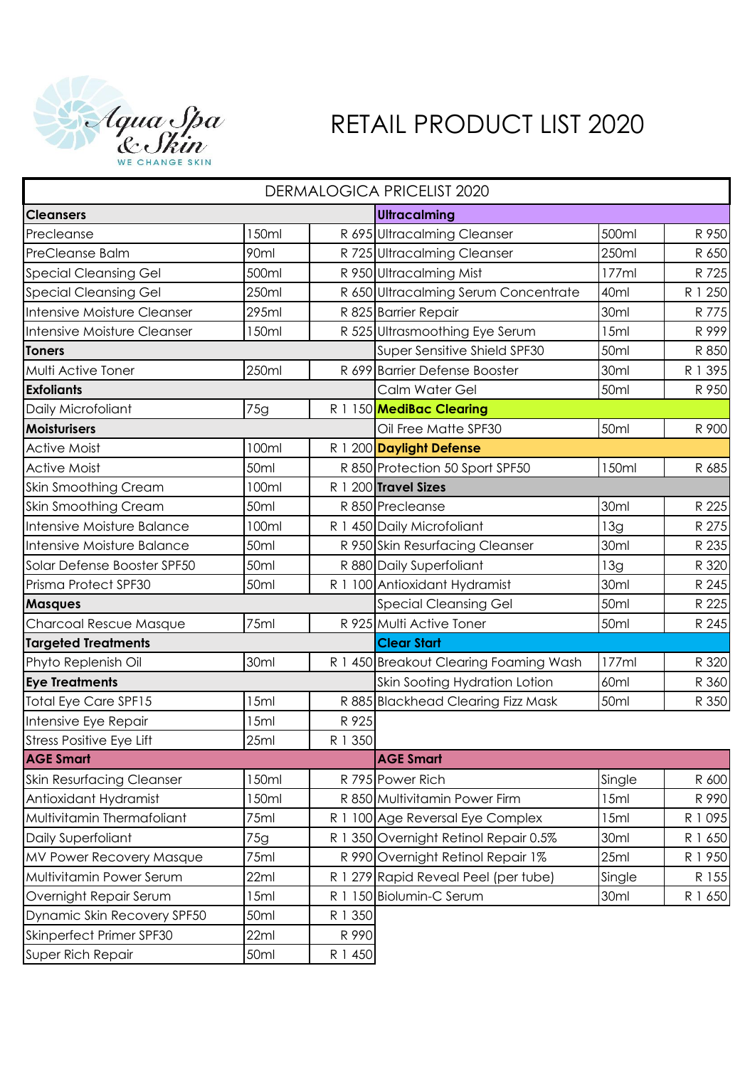Aqua Spa & Skin

WE CHANGE SKIN

# RETAIL PRODUCT LIST 2020

| DERMALOGICA PRICELIST 2020 | | | | | |
|---|---|---|---|---|---|
| **Cleansers** | | | **Ultracalming** | | |
| Precleanse | 150ml | R 695 | Ultracalming Cleanser | 500ml | R 950 |
| PreCleanse Balm | 90ml | R 725 | Ultracalming Cleanser | 250ml | R 650 |
| Special Cleansing Gel | 500ml | R 950 | Ultracalming Mist | 177ml | R 725 |
| Special Cleansing Gel | 250ml | R 650 | Ultracalming Serum Concentrate | 40ml | R 1 250 |
| Intensive Moisture Cleanser | 295ml | R 825 | Barrier Repair | 30ml | R 775 |
| Intensive Moisture Cleanser | 150ml | R 525 | Ultrasmoothing Eye Serum | 15ml | R 999 |
| **Toners** | | | Super Sensitive Shield SPF30 | 50ml | R 850 |
| Multi Active Toner | 250ml | R 699 | Barrier Defense Booster | 30ml | R 1 395 |
| **Exfoliants** | | | Calm Water Gel | 50ml | R 950 |
| Daily Microfoliant | 75g | R 1 150 | **MediBac Clearing** | | |
| **Moisturisers** | | | Oil Free Matte SPF30 | 50ml | R 900 |
| Active Moist | 100ml | R 1 200 | **Daylight Defense** | | |
| Active Moist | 50ml | R 850 | Protection 50 Sport SPF50 | 150ml | R 685 |
| Skin Smoothing Cream | 100ml | R 1 200 | **Travel Sizes** | | |
| Skin Smoothing Cream | 50ml | R 850 | Precleanse | 30ml | R 225 |
| Intensive Moisture Balance | 100ml | R 1 450 | Daily Microfoliant | 13g | R 275 |
| Intensive Moisture Balance | 50ml | R 950 | Skin Resurfacing Cleanser | 30ml | R 235 |
| Solar Defense Booster SPF50 | 50ml | R 880 | Daily Superfoliant | 13g | R 320 |
| Prisma Protect SPF30 | 50ml | R 1 100 | Antioxidant Hydramist | 30ml | R 245 |
| **Masques** | | | Special Cleansing Gel | 50ml | R 225 |
| Charcoal Rescue Masque | 75ml | R 925 | Multi Active Toner | 50ml | R 245 |
| **Targeted Treatments** | | | **Clear Start** | | |
| Phyto Replenish Oil | 30ml | R 1 450 | Breakout Clearing Foaming Wash | 177ml | R 320 |
| **Eye Treatments** | | | Skin Sooting Hydration Lotion | 60ml | R 360 |
| Total Eye Care SPF15 | 15ml | R 885 | Blackhead Clearing Fizz Mask | 50ml | R 350 |
| Intensive Eye Repair | 15ml | R 925 | | | |
| Stress Positive Eye Lift | 25ml | R 1 350 | | | |
| **AGE Smart** | | | **AGE Smart** | | |
| Skin Resurfacing Cleanser | 150ml | R 795 | Power Rich | Single | R 600 |
| Antioxidant Hydramist | 150ml | R 850 | Multivitamin Power Firm | 15ml | R 990 |
| Multivitamin Thermafoliant | 75ml | R 1 100 | Age Reversal Eye Complex | 15ml | R 1 095 |
| Daily Superfoliant | 75g | R 1 350 | Overnight Retinol Repair 0.5% | 30ml | R 1 650 |
| MV Power Recovery Masque | 75ml | R 990 | Overnight Retinol Repair 1% | 25ml | R 1 950 |
| Multivitamin Power Serum | 22ml | R 1 279 | Rapid Reveal Peel (per tube) | Single | R 155 |
| Overnight Repair Serum | 15ml | R 1 150 | Biolumin-C Serum | 30ml | R 1 650 |
| Dynamic Skin Recovery SPF50 | 50ml | R 1 350 | | | |
| Skinperfect Primer SPF30 | 22ml | R 990 | | | |
| Super Rich Repair | 50ml | R 1 450 | | | |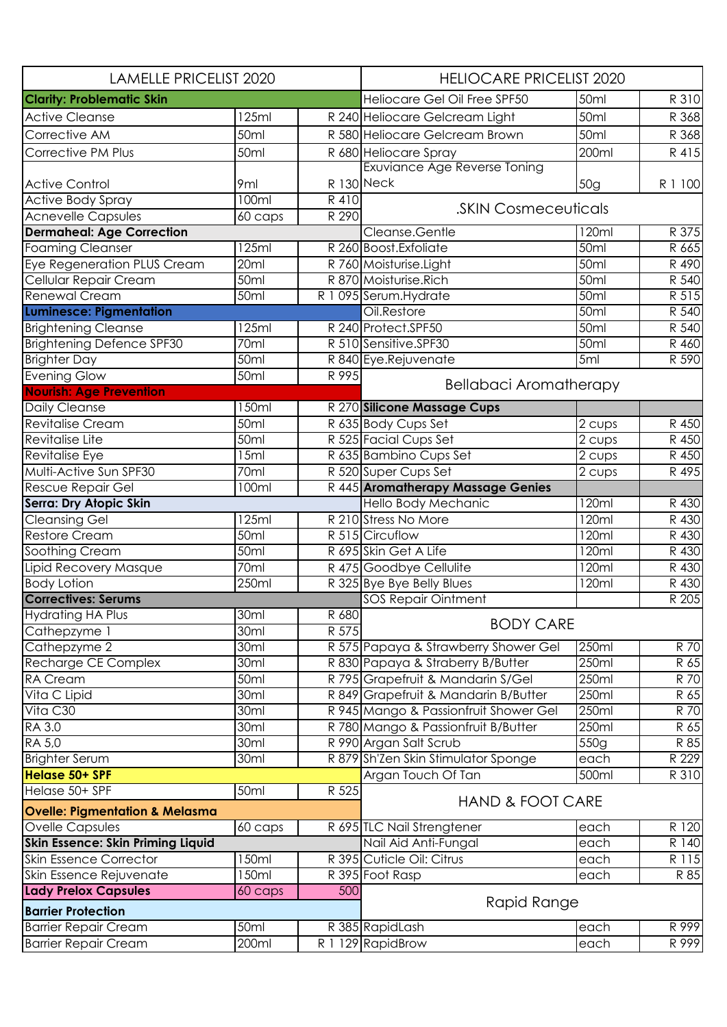| LAMELLE PRICELIST 2020 | | | HELIOCARE PRICELIST 2020 | | |
|---|---|---|---|---|---|
| **Clarity: Problematic Skin** | | | Heliocare Gel Oil Free SPF50 | 50ml | R 310 |
| Active Cleanse | 125ml | R 240 | Heliocare Gelcream Light | 50ml | R 368 |
| Corrective AM | 50ml | R 580 | Heliocare Gelcream Brown | 50ml | R 368 |
| Corrective PM Plus | 50ml | R 680 | Heliocare Spray | 200ml | R 415 |
| Active Control | 9ml | R 130 | Exuviance Age Reverse Toning Neck | 50g | R 1 100 |
| Active Body Spray | 100ml | R 410 | .SKIN Cosmeceuticals | | |
| Acnevelle Capsules | 60 caps | R 290 | | | |
| **Dermaheal: Age Correction** | | | Cleanse.Gentle | 120ml | R 375 |
| Foaming Cleanser | 125ml | R 260 | Boost.Exfoliate | 50ml | R 665 |
| Eye Regeneration PLUS Cream | 20ml | R 760 | Moisturise.Light | 50ml | R 490 |
| Cellular Repair Cream | 50ml | R 870 | Moisturise.Rich | 50ml | R 540 |
| Renewal Cream | 50ml | R 1 095 | Serum.Hydrate | 50ml | R 515 |
| **Luminesce: Pigmentation** | | | Oil.Restore | 50ml | R 540 |
| Brightening Cleanse | 125ml | R 240 | Protect.SPF50 | 50ml | R 540 |
| Brightening Defence SPF30 | 70ml | R 510 | Sensitive.SPF30 | 50ml | R 460 |
| Brighter Day | 50ml | R 840 | Eye.Rejuvenate | 5ml | R 590 |
| Evening Glow | 50ml | R 995 | Bellabaci Aromatherapy | | |
| **Nourish: Age Prevention** | | | | | |
| Daily Cleanse | 150ml | R 270 | **Silicone Massage Cups** | | |
| Revitalise Cream | 50ml | R 635 | Body Cups Set | 2 cups | R 450 |
| Revitalise Lite | 50ml | R 525 | Facial Cups Set | 2 cups | R 450 |
| Revitalise Eye | 15ml | R 635 | Bambino Cups Set | 2 cups | R 450 |
| Multi-Active Sun SPF30 | 70ml | R 520 | Super Cups Set | 2 cups | R 495 |
| Rescue Repair Gel | 100ml | R 445 | **Aromatherapy Massage Genies** | | |
| **Serra: Dry Atopic Skin** | | | Hello Body Mechanic | 120ml | R 430 |
| Cleansing Gel | 125ml | R 210 | Stress No More | 120ml | R 430 |
| Restore Cream | 50ml | R 515 | Circuflow | 120ml | R 430 |
| Soothing Cream | 50ml | R 695 | Skin Get A Life | 120ml | R 430 |
| Lipid Recovery Masque | 70ml | R 475 | Goodbye Cellulite | 120ml | R 430 |
| Body Lotion | 250ml | R 325 | Bye Bye Belly Blues | 120ml | R 430 |
| **Correctives: Serums** | | | SOS Repair Ointment | | R 205 |
| Hydrating HA Plus | 30ml | R 680 | BODY CARE | | |
| Cathepzyme 1 | 30ml | R 575 | | | |
| Cathepzyme 2 | 30ml | R 575 | Papaya & Strawberry Shower Gel | 250ml | R 70 |
| Recharge CE Complex | 30ml | R 830 | Papaya & Straberry B/Butter | 250ml | R 65 |
| RA Cream | 50ml | R 795 | Grapefruit & Mandarin S/Gel | 250ml | R 70 |
| Vita C Lipid | 30ml | R 849 | Grapefruit & Mandarin B/Butter | 250ml | R 65 |
| Vita C30 | 30ml | R 945 | Mango & Passionfruit Shower Gel | 250ml | R 70 |
| RA 3.0 | 30ml | R 780 | Mango & Passionfruit B/Butter | 250ml | R 65 |
| RA 5,0 | 30ml | R 990 | Argan Salt Scrub | 550g | R 85 |
| Brighter Serum | 30ml | R 879 | Sh'Zen Skin Stimulator Sponge | each | R 229 |
| **Helase 50+ SPF** | | | Argan Touch Of Tan | 500ml | R 310 |
| Helase 50+ SPF | 50ml | R 525 | HAND & FOOT CARE | | |
| **Ovelle: Pigmentation & Melasma** | | | | | |
| Ovelle Capsules | 60 caps | R 695 | TLC Nail Strengtener | each | R 120 |
| **Skin Essence: Skin Priming Liquid** | | | Nail Aid Anti-Fungal | each | R 140 |
| Skin Essence Corrector | 150ml | R 395 | Cuticle Oil: Citrus | each | R 115 |
| Skin Essence Rejuvenate | 150ml | R 395 | Foot Rasp | each | R 85 |
| **Lady Prelox Capsules** | 60 caps | 500 | Rapid Range | | |
| **Barrier Protection** | | | | | |
| Barrier Repair Cream | 50ml | R 385 | RapidLash | each | R 999 |
| Barrier Repair Cream | 200ml | R 1 129 | RapidBrow | each | R 999 |